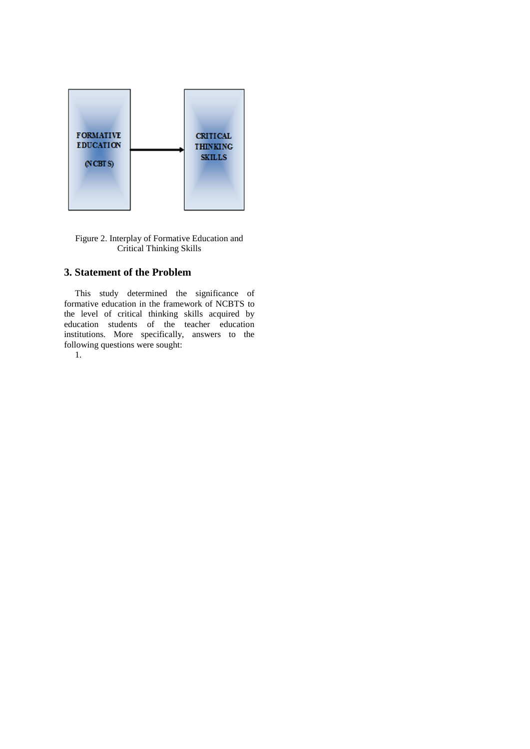FORMATIVE EDUCATION

(NCBTS)

CRITICAL THINKING SKILLS

Figure 2. Interplay of Formative Education and Critical Thinking Skills

## 3. Statement of the Problem

This study determined the significance of formative education in the framework of NCBTS to the level of critical thinking skills acquired by education students of the teacher education institutions. More specifically, answers to the following questions were sought:

1.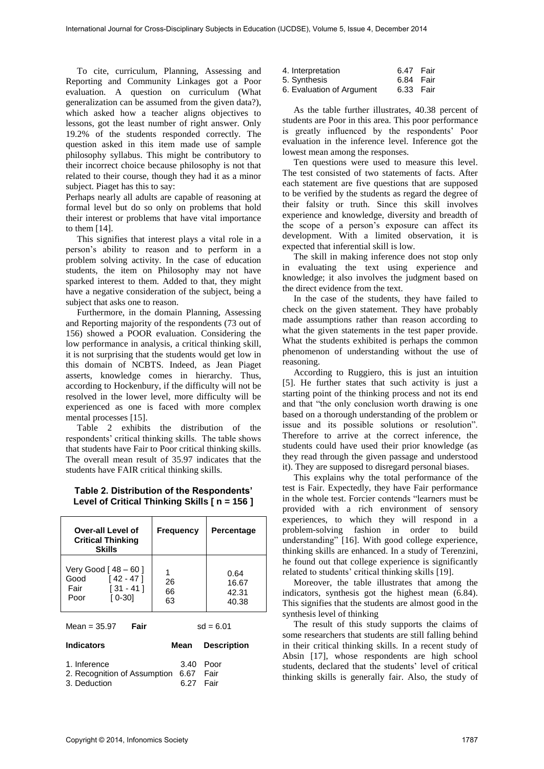To cite, curriculum, Planning, Assessing and Reporting and Community Linkages got a Poor evaluation. A question on curriculum (What generalization can be assumed from the given data?), which asked how a teacher aligns objectives to lessons, got the least number of right answer. Only 19.2% of the students responded correctly. The question asked in this item made use of sample philosophy syllabus. This might be contributory to their incorrect choice because philosophy is not that related to their course, though they had it as a minor subject. Piaget has this to say:

Perhaps nearly all adults are capable of reasoning at formal level but do so only on problems that hold their interest or problems that have vital importance to them [14].

This signifies that interest plays a vital role in a person's ability to reason and to perform in a problem solving activity. In the case of education students, the item on Philosophy may not have sparked interest to them. Added to that, they might have a negative consideration of the subject, being a subject that asks one to reason.

Furthermore, in the domain Planning, Assessing and Reporting majority of the respondents (73 out of 156) showed a POOR evaluation. Considering the low performance in analysis, a critical thinking skill, it is not surprising that the students would get low in this domain of NCBTS. Indeed, as Jean Piaget asserts, knowledge comes in hierarchy. Thus, according to Hockenbury, if the difficulty will not be resolved in the lower level, more difficulty will be experienced as one is faced with more complex mental processes [15].

Table 2 exhibits the distribution of the respondents' critical thinking skills. The table shows that students have Fair to Poor critical thinking skills. The overall mean result of 35.97 indicates that the students have FAIR critical thinking skills.

**Table 2. Distribution of the Respondents' Level of Critical Thinking Skills [ n = 156 ]**

| Over-all Level of Critical Thinking Skills | Frequency | Percentage |
|---|---|---|
| Very Good [ 48 – 60 ] | 1 | 0.64 |
| Good [ 42 - 47 ] | 26 | 16.67 |
| Fair [ 31 - 41 ] | 66 | 42.31 |
| Poor [ 0-30] | 63 | 40.38 |

Mean = 35.97 **Fair** sd = 6.01

| Indicators | Mean | Description |
|---|---|---|
| 1. Inference | 3.40 | Poor |
| 2. Recognition of Assumption | 6.67 | Fair |
| 3. Deduction | 6.27 | Fair |
| 4. Interpretation | 6.47 | Fair |
| 5. Synthesis | 6.84 | Fair |
| 6. Evaluation of Argument | 6.33 | Fair |

As the table further illustrates, 40.38 percent of students are Poor in this area. This poor performance is greatly influenced by the respondents' Poor evaluation in the inference level. Inference got the lowest mean among the responses.

Ten questions were used to measure this level. The test consisted of two statements of facts. After each statement are five questions that are supposed to be verified by the students as regard the degree of their falsity or truth. Since this skill involves experience and knowledge, diversity and breadth of the scope of a person's exposure can affect its development. With a limited observation, it is expected that inferential skill is low.

The skill in making inference does not stop only in evaluating the text using experience and knowledge; it also involves the judgment based on the direct evidence from the text.

In the case of the students, they have failed to check on the given statement. They have probably made assumptions rather than reason according to what the given statements in the test paper provide. What the students exhibited is perhaps the common phenomenon of understanding without the use of reasoning.

According to Ruggiero, this is just an intuition [5]. He further states that such activity is just a starting point of the thinking process and not its end and that "the only conclusion worth drawing is one based on a thorough understanding of the problem or issue and its possible solutions or resolution". Therefore to arrive at the correct inference, the students could have used their prior knowledge (as they read through the given passage and understood it). They are supposed to disregard personal biases.

This explains why the total performance of the test is Fair. Expectedly, they have Fair performance in the whole test. Forcier contends "learners must be provided with a rich environment of sensory experiences, to which they will respond in a problem-solving fashion in order to build understanding" [16]. With good college experience, thinking skills are enhanced. In a study of Terenzini, he found out that college experience is significantly related to students' critical thinking skills [19].

Moreover, the table illustrates that among the indicators, synthesis got the highest mean (6.84). This signifies that the students are almost good in the synthesis level of thinking

The result of this study supports the claims of some researchers that students are still falling behind in their critical thinking skills. In a recent study of Absin [17], whose respondents are high school students, declared that the students' level of critical thinking skills is generally fair. Also, the study of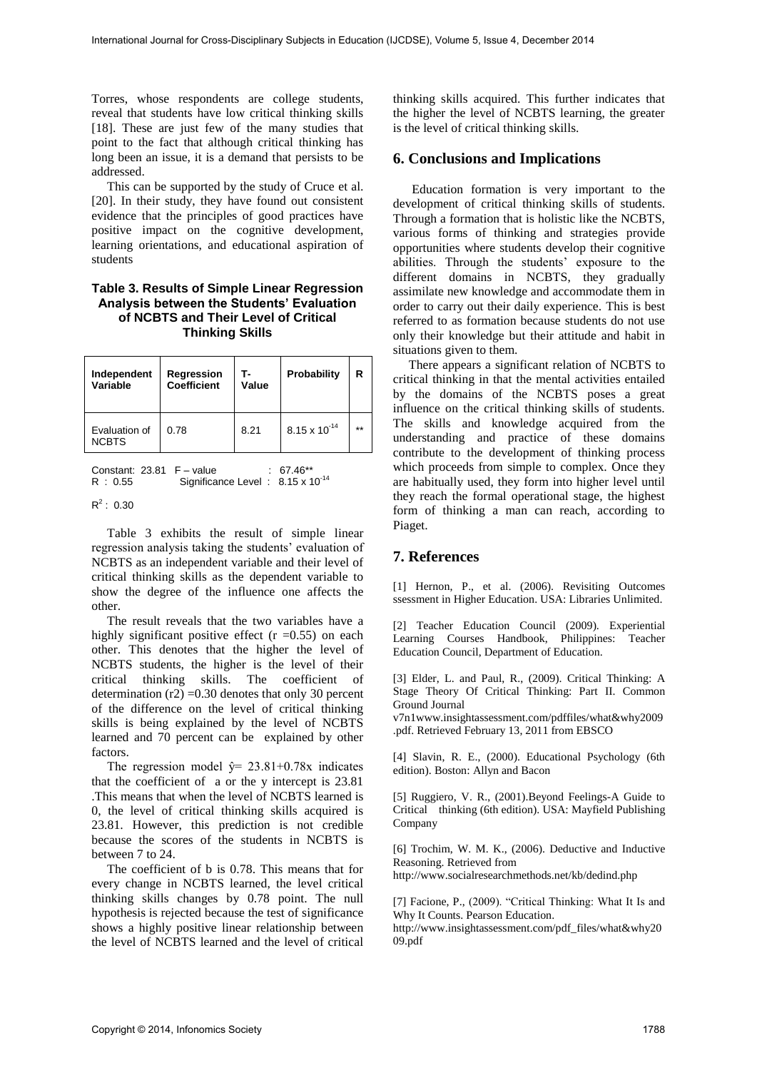Torres, whose respondents are college students, reveal that students have low critical thinking skills [18]. These are just few of the many studies that point to the fact that although critical thinking has long been an issue, it is a demand that persists to be addressed.

This can be supported by the study of Cruce et al. [20]. In their study, they have found out consistent evidence that the principles of good practices have positive impact on the cognitive development, learning orientations, and educational aspiration of students

**Table 3. Results of Simple Linear Regression Analysis between the Students' Evaluation of NCBTS and Their Level of Critical Thinking Skills**

| Independent Variable | Regression Coefficient | T-Value | Probability | R |
|---|---|---|---|---|
| Evaluation of NCBTS | 0.78 | 8.21 | $8.15 \times 10^{-14}$ | ** |

Constant: 23.81 F – value : 67.46**
R : 0.55 Significance Level : $8.15 \times 10^{-14}$

$R^2$ : 0.30

Table 3 exhibits the result of simple linear regression analysis taking the students' evaluation of NCBTS as an independent variable and their level of critical thinking skills as the dependent variable to show the degree of the influence one affects the other.

The result reveals that the two variables have a highly significant positive effect ($r = 0.55$) on each other. This denotes that the higher the level of NCBTS students, the higher is the level of their critical thinking skills. The coefficient of determination ($r2$) $= 0.30$ denotes that only 30 percent of the difference on the level of critical thinking skills is being explained by the level of NCBTS learned and 70 percent can be explained by other factors.

The regression model $\hat{y} = 23.81 + 0.78x$ indicates that the coefficient of a or the y intercept is 23.81 .This means that when the level of NCBTS learned is 0, the level of critical thinking skills acquired is 23.81. However, this prediction is not credible because the scores of the students in NCBTS is between 7 to 24.

The coefficient of b is 0.78. This means that for every change in NCBTS learned, the level critical thinking skills changes by 0.78 point. The null hypothesis is rejected because the test of significance shows a highly positive linear relationship between the level of NCBTS learned and the level of critical thinking skills acquired. This further indicates that the higher the level of NCBTS learning, the greater is the level of critical thinking skills.

## 6. Conclusions and Implications

Education formation is very important to the development of critical thinking skills of students. Through a formation that is holistic like the NCBTS, various forms of thinking and strategies provide opportunities where students develop their cognitive abilities. Through the students' exposure to the different domains in NCBTS, they gradually assimilate new knowledge and accommodate them in order to carry out their daily experience. This is best referred to as formation because students do not use only their knowledge but their attitude and habit in situations given to them.

There appears a significant relation of NCBTS to critical thinking in that the mental activities entailed by the domains of the NCBTS poses a great influence on the critical thinking skills of students. The skills and knowledge acquired from the understanding and practice of these domains contribute to the development of thinking process which proceeds from simple to complex. Once they are habitually used, they form into higher level until they reach the formal operational stage, the highest form of thinking a man can reach, according to Piaget.

## 7. References

[1] Hernon, P., et al. (2006). Revisiting Outcomes ssessment in Higher Education. USA: Libraries Unlimited.

[2] Teacher Education Council (2009). Experiential Learning Courses Handbook, Philippines: Teacher Education Council, Department of Education.

[3] Elder, L. and Paul, R., (2009). Critical Thinking: A Stage Theory Of Critical Thinking: Part II. Common Ground Journal v7n1www.insightassessment.com/pdffiles/what&why2009.pdf. Retrieved February 13, 2011 from EBSCO

[4] Slavin, R. E., (2000). Educational Psychology (6th edition). Boston: Allyn and Bacon

[5] Ruggiero, V. R., (2001).Beyond Feelings-A Guide to Critical thinking (6th edition). USA: Mayfield Publishing Company

[6] Trochim, W. M. K., (2006). Deductive and Inductive Reasoning. Retrieved from http://www.socialresearchmethods.net/kb/dedind.php

[7] Facione, P., (2009). "Critical Thinking: What It Is and Why It Counts. Pearson Education. http://www.insightassessment.com/pdf_files/what&why2009.pdf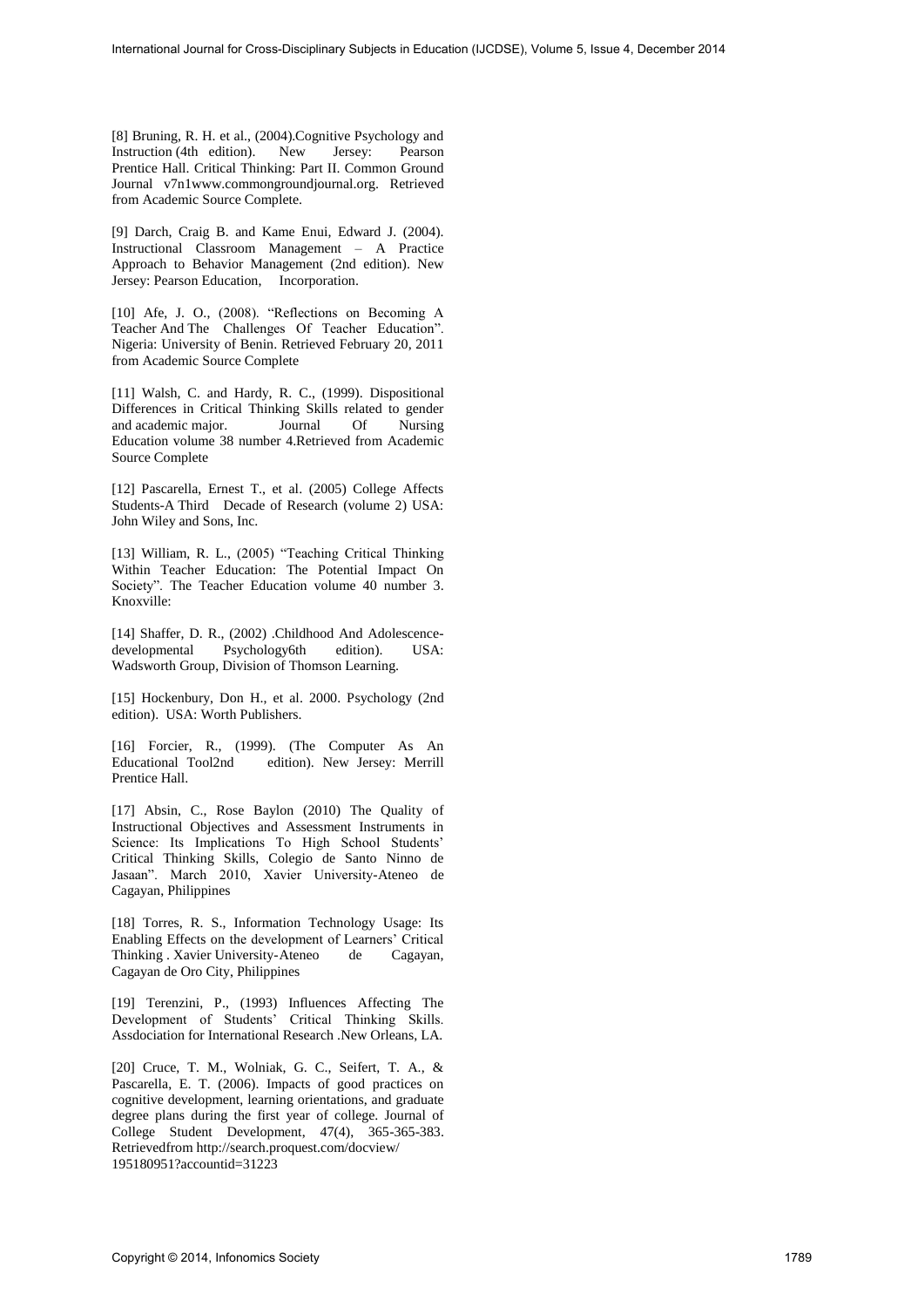[8] Bruning, R. H. et al., (2004).Cognitive Psychology and Instruction (4th edition). New Jersey: Pearson Prentice Hall. Critical Thinking: Part II. Common Ground Journal v7n1www.commongroundjournal.org. Retrieved from Academic Source Complete.

[9] Darch, Craig B. and Kame Enui, Edward J. (2004). Instructional Classroom Management – A Practice Approach to Behavior Management (2nd edition). New Jersey: Pearson Education, Incorporation.

[10] Afe, J. O., (2008). "Reflections on Becoming A Teacher And The Challenges Of Teacher Education". Nigeria: University of Benin. Retrieved February 20, 2011 from Academic Source Complete

[11] Walsh, C. and Hardy, R. C., (1999). Dispositional Differences in Critical Thinking Skills related to gender and academic major. Journal Of Nursing Education volume 38 number 4.Retrieved from Academic Source Complete

[12] Pascarella, Ernest T., et al. (2005) College Affects Students-A Third Decade of Research (volume 2) USA: John Wiley and Sons, Inc.

[13] William, R. L., (2005) "Teaching Critical Thinking Within Teacher Education: The Potential Impact On Society". The Teacher Education volume 40 number 3. Knoxville:

[14] Shaffer, D. R., (2002) .Childhood And Adolescence-developmental Psychology6th edition). USA: Wadsworth Group, Division of Thomson Learning.

[15] Hockenbury, Don H., et al. 2000. Psychology (2nd edition). USA: Worth Publishers.

[16] Forcier, R., (1999). (The Computer As An Educational Tool2nd edition). New Jersey: Merrill Prentice Hall.

[17] Absin, C., Rose Baylon (2010) The Quality of Instructional Objectives and Assessment Instruments in Science: Its Implications To High School Students' Critical Thinking Skills, Colegio de Santo Ninno de Jasaan". March 2010, Xavier University-Ateneo de Cagayan, Philippines

[18] Torres, R. S., Information Technology Usage: Its Enabling Effects on the development of Learners' Critical Thinking . Xavier University-Ateneo de Cagayan, Cagayan de Oro City, Philippines

[19] Terenzini, P., (1993) Influences Affecting The Development of Students' Critical Thinking Skills. Assdociation for International Research .New Orleans, LA.

[20] Cruce, T. M., Wolniak, G. C., Seifert, T. A., & Pascarella, E. T. (2006). Impacts of good practices on cognitive development, learning orientations, and graduate degree plans during the first year of college. Journal of College Student Development, 47(4), 365-365-383. Retrievedfrom http://search.proquest.com/docview/195180951?accountid=31223